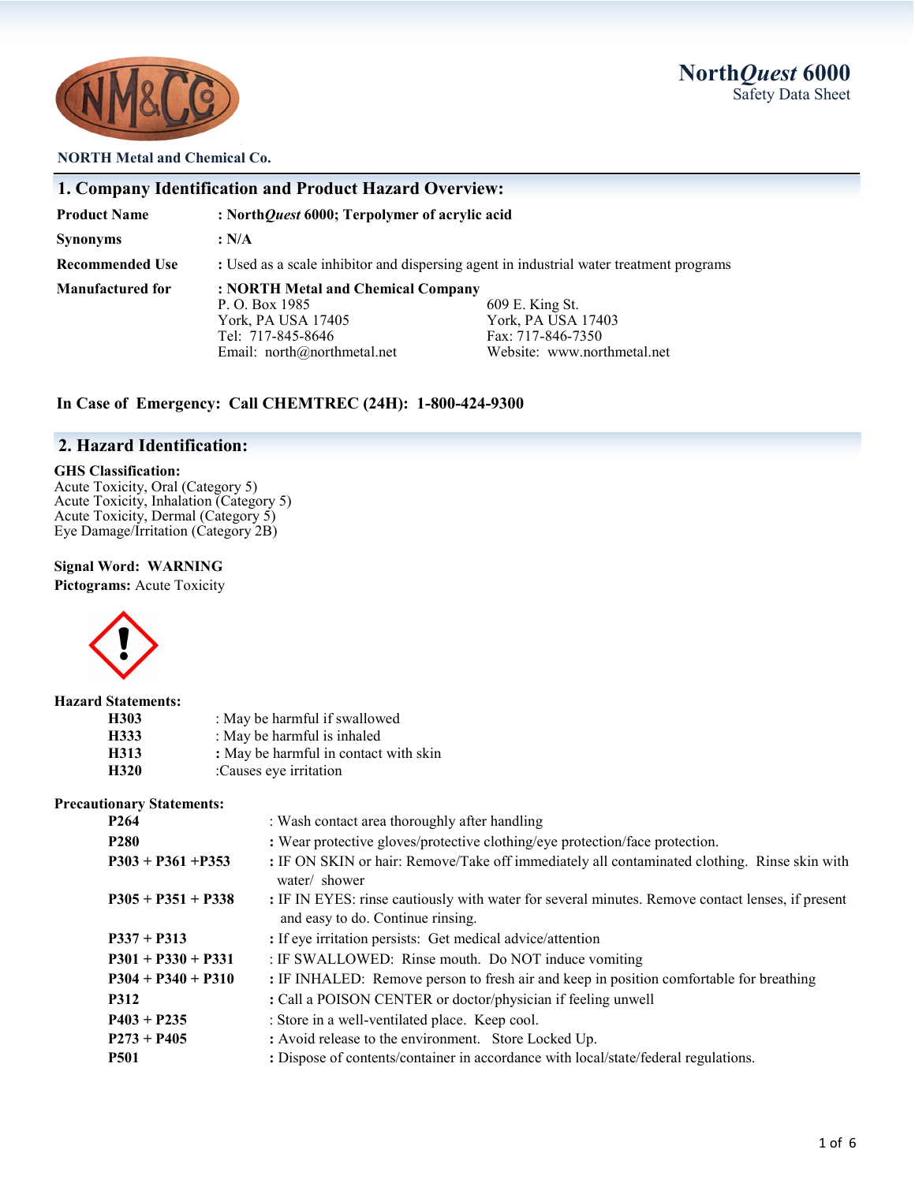NorthQuest 6000
Safety Data Sheet

**NORTH Metal and Chemical Co.**

## 1. Company Identification and Product Hazard Overview:

| | |
|---|---|
| **Product Name** | **: North*Quest* 6000; Terpolymer of acrylic acid** |
| **Synonyms** | **: N/A** |
| **Recommended Use** | : Used as a scale inhibitor and dispersing agent in industrial water treatment programs |
| **Manufactured for** | **: NORTH Metal and Chemical Company** |

P. O. Box 1985
York, PA USA 17405
Tel: 717-845-8646
Email: north@northmetal.net

609 E. King St.
York, PA USA 17403
Fax: 717-846-7350
Website: www.northmetal.net

**In Case of Emergency: Call CHEMTREC (24H): 1-800-424-9300**

## 2. Hazard Identification:

**GHS Classification:**
Acute Toxicity, Oral (Category 5)
Acute Toxicity, Inhalation (Category 5)
Acute Toxicity, Dermal (Category 5)
Eye Damage/Irritation (Category 2B)

**Signal Word: WARNING**

**Pictograms:** Acute Toxicity

**Hazard Statements:**

| | |
|---|---|
| **H303** | : May be harmful if swallowed |
| **H333** | : May be harmful is inhaled |
| **H313** | **:** May be harmful in contact with skin |
| **H320** | :Causes eye irritation |

**Precautionary Statements:**

| | |
|---|---|
| **P264** | : Wash contact area thoroughly after handling |
| **P280** | **:** Wear protective gloves/protective clothing/eye protection/face protection. |
| **P303 + P361 +P353** | **:** IF ON SKIN or hair: Remove/Take off immediately all contaminated clothing. Rinse skin with water/ shower |
| **P305 + P351 + P338** | **:** IF IN EYES: rinse cautiously with water for several minutes. Remove contact lenses, if present and easy to do. Continue rinsing. |
| **P337 + P313** | **:** If eye irritation persists: Get medical advice/attention |
| **P301 + P330 + P331** | : IF SWALLOWED: Rinse mouth. Do NOT induce vomiting |
| **P304 + P340 + P310** | **:** IF INHALED: Remove person to fresh air and keep in position comfortable for breathing |
| **P312** | **:** Call a POISON CENTER or doctor/physician if feeling unwell |
| **P403 + P235** | : Store in a well-ventilated place. Keep cool. |
| **P273 + P405** | **:** Avoid release to the environment. Store Locked Up. |
| **P501** | **:** Dispose of contents/container in accordance with local/state/federal regulations. |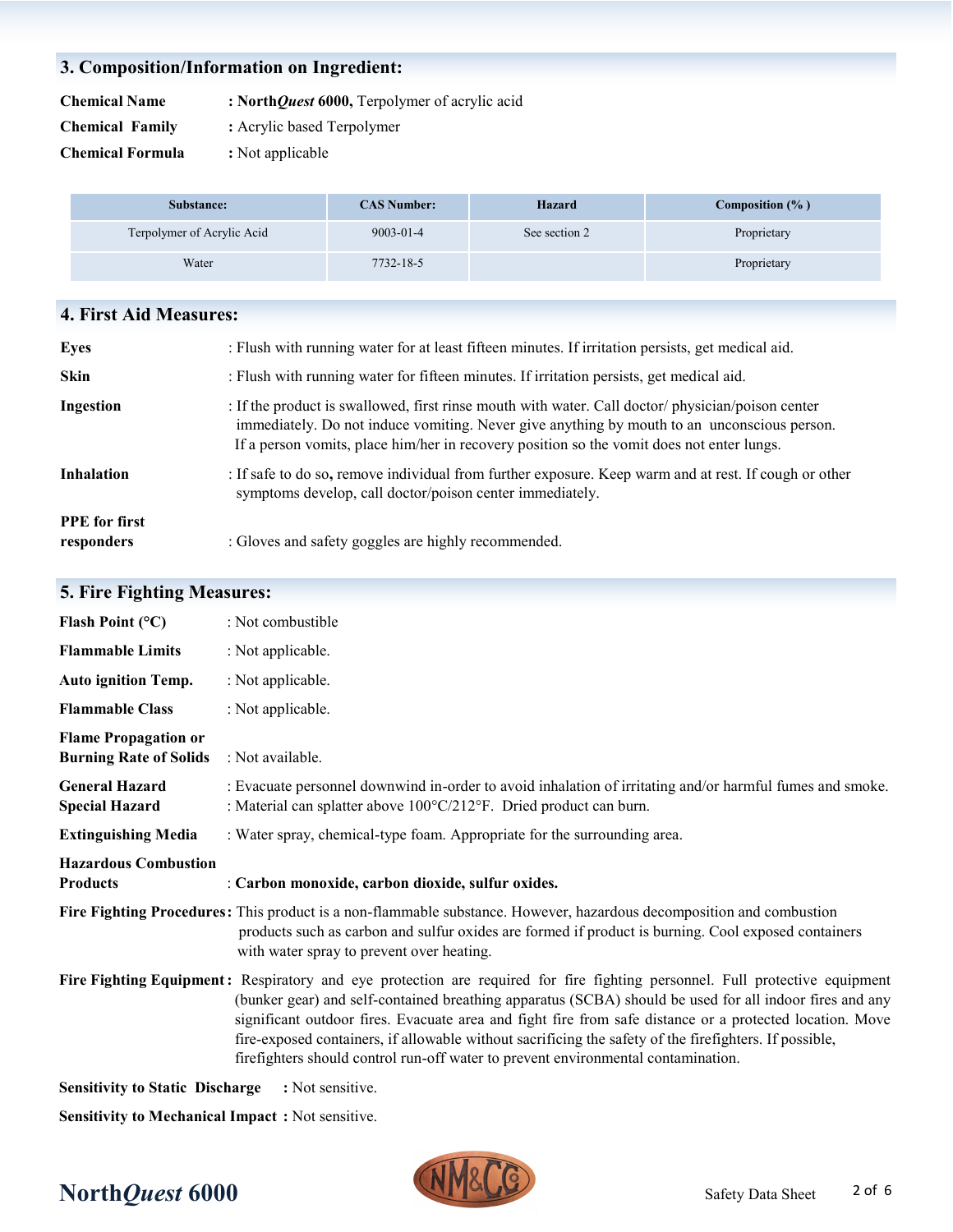## 3. Composition/Information on Ingredient:

**Chemical Name** : **North*Quest* 6000,** Terpolymer of acrylic acid

**Chemical Family** : Acrylic based Terpolymer

**Chemical Formula** : Not applicable

| Substance: | CAS Number: | Hazard | Composition (% ) |
|---|---|---|---|
| Terpolymer of Acrylic Acid | 9003-01-4 | See section 2 | Proprietary |
| Water | 7732-18-5 | | Proprietary |

## 4. First Aid Measures:

**Eyes** : Flush with running water for at least fifteen minutes. If irritation persists, get medical aid.

**Skin** : Flush with running water for fifteen minutes. If irritation persists, get medical aid.

**Ingestion** : If the product is swallowed, first rinse mouth with water. Call doctor/ physician/poison center immediately. Do not induce vomiting. Never give anything by mouth to an unconscious person. If a person vomits, place him/her in recovery position so the vomit does not enter lungs.

**Inhalation** : If safe to do so, remove individual from further exposure. Keep warm and at rest. If cough or other symptoms develop, call doctor/poison center immediately.

**PPE for first responders** : Gloves and safety goggles are highly recommended.

## 5. Fire Fighting Measures:

**Flash Point (°C)** : Not combustible

**Flammable Limits** : Not applicable.

**Auto ignition Temp.** : Not applicable.

**Flammable Class** : Not applicable.

**Flame Propagation or Burning Rate of Solids** : Not available.

**General Hazard** : Evacuate personnel downwind in-order to avoid inhalation of irritating and/or harmful fumes and smoke.

**Special Hazard** : Material can splatter above 100°C/212°F. Dried product can burn.

**Extinguishing Media** : Water spray, chemical-type foam. Appropriate for the surrounding area.

**Hazardous Combustion Products** : **Carbon monoxide, carbon dioxide, sulfur oxides.**

**Fire Fighting Procedures**: This product is a non-flammable substance. However, hazardous decomposition and combustion products such as carbon and sulfur oxides are formed if product is burning. Cool exposed containers with water spray to prevent over heating.

**Fire Fighting Equipment**: Respiratory and eye protection are required for fire fighting personnel. Full protective equipment (bunker gear) and self-contained breathing apparatus (SCBA) should be used for all indoor fires and any significant outdoor fires. Evacuate area and fight fire from safe distance or a protected location. Move fire-exposed containers, if allowable without sacrificing the safety of the firefighters. If possible, firefighters should control run-off water to prevent environmental contamination.

**Sensitivity to Static Discharge** : Not sensitive.

**Sensitivity to Mechanical Impact** : Not sensitive.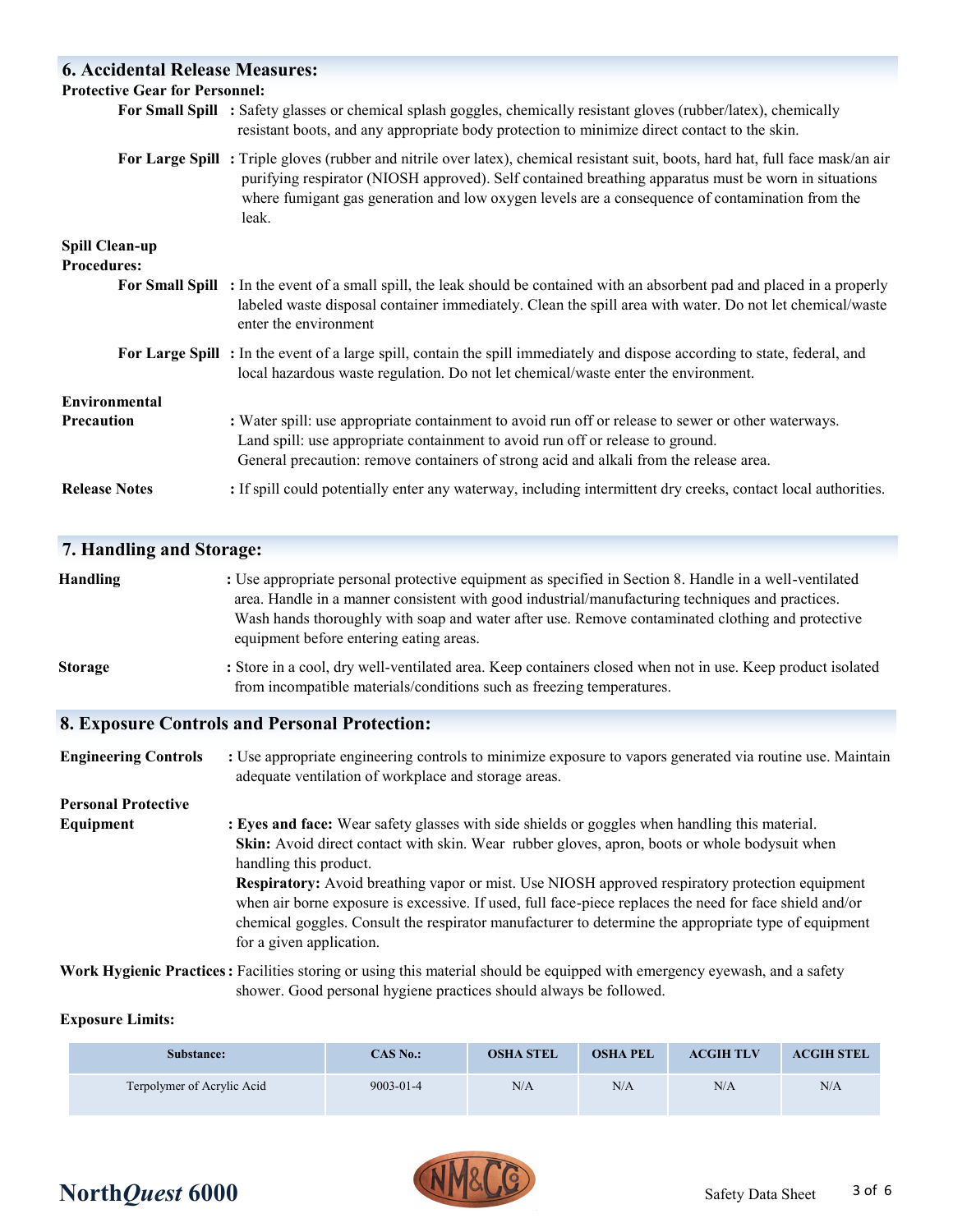## 6. Accidental Release Measures:

**Protective Gear for Personnel:**

**For Small Spill** : Safety glasses or chemical splash goggles, chemically resistant gloves (rubber/latex), chemically resistant boots, and any appropriate body protection to minimize direct contact to the skin.

**For Large Spill** : Triple gloves (rubber and nitrile over latex), chemical resistant suit, boots, hard hat, full face mask/an air purifying respirator (NIOSH approved). Self contained breathing apparatus must be worn in situations where fumigant gas generation and low oxygen levels are a consequence of contamination from the leak.

**Spill Clean-up Procedures:**

**For Small Spill** : In the event of a small spill, the leak should be contained with an absorbent pad and placed in a properly labeled waste disposal container immediately. Clean the spill area with water. Do not let chemical/waste enter the environment

**For Large Spill** : In the event of a large spill, contain the spill immediately and dispose according to state, federal, and local hazardous waste regulation. Do not let chemical/waste enter the environment.

**Environmental Precaution** : Water spill: use appropriate containment to avoid run off or release to sewer or other waterways.
Land spill: use appropriate containment to avoid run off or release to ground.
General precaution: remove containers of strong acid and alkali from the release area.

**Release Notes** : If spill could potentially enter any waterway, including intermittent dry creeks, contact local authorities.

## 7. Handling and Storage:

**Handling** : Use appropriate personal protective equipment as specified in Section 8. Handle in a well-ventilated area. Handle in a manner consistent with good industrial/manufacturing techniques and practices. Wash hands thoroughly with soap and water after use. Remove contaminated clothing and protective equipment before entering eating areas.

**Storage** : Store in a cool, dry well-ventilated area. Keep containers closed when not in use. Keep product isolated from incompatible materials/conditions such as freezing temperatures.

## 8. Exposure Controls and Personal Protection:

**Engineering Controls** : Use appropriate engineering controls to minimize exposure to vapors generated via routine use. Maintain adequate ventilation of workplace and storage areas.

**Personal Protective Equipment** : **Eyes and face:** Wear safety glasses with side shields or goggles when handling this material.
**Skin:** Avoid direct contact with skin. Wear rubber gloves, apron, boots or whole bodysuit when handling this product.
**Respiratory:** Avoid breathing vapor or mist. Use NIOSH approved respiratory protection equipment when air borne exposure is excessive. If used, full face-piece replaces the need for face shield and/or chemical goggles. Consult the respirator manufacturer to determine the appropriate type of equipment for a given application.

**Work Hygienic Practices** : Facilities storing or using this material should be equipped with emergency eyewash, and a safety shower. Good personal hygiene practices should always be followed.

**Exposure Limits:**

| Substance: | CAS No.: | OSHA STEL | OSHA PEL | ACGIH TLV | ACGIH STEL |
|---|---|---|---|---|---|
| Terpolymer of Acrylic Acid | 9003-01-4 | N/A | N/A | N/A | N/A |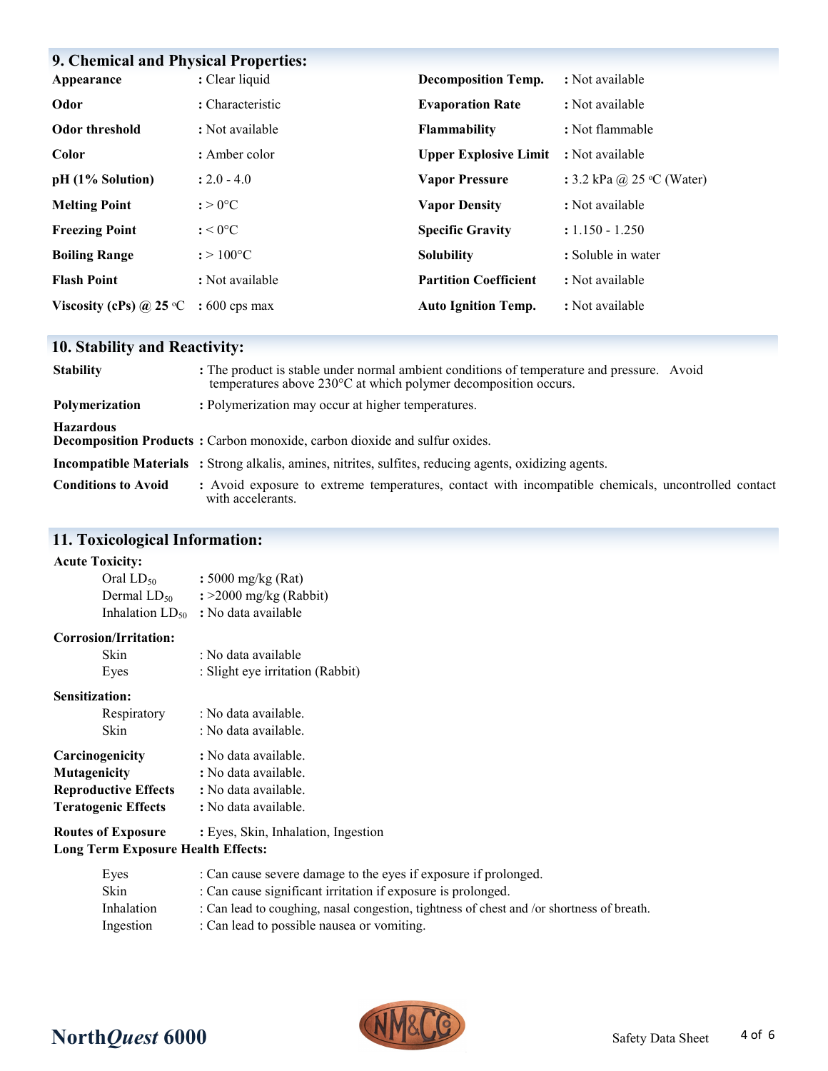## 9. Chemical and Physical Properties:

| Property | Value | Property | Value |
|---|---|---|---|
| **Appearance** | : Clear liquid | **Decomposition Temp.** | : Not available |
| **Odor** | : Characteristic | **Evaporation Rate** | : Not available |
| **Odor threshold** | : Not available | **Flammability** | : Not flammable |
| **Color** | : Amber color | **Upper Explosive Limit** | : Not available |
| **pH (1% Solution)** | : 2.0 - 4.0 | **Vapor Pressure** | : 3.2 kPa @ 25 °C (Water) |
| **Melting Point** | : > 0°C | **Vapor Density** | : Not available |
| **Freezing Point** | : < 0°C | **Specific Gravity** | : 1.150 - 1.250 |
| **Boiling Range** | : > 100°C | **Solubility** | : Soluble in water |
| **Flash Point** | : Not available | **Partition Coefficient** | : Not available |
| **Viscosity (cPs) @ 25 °C** | : 600 cps max | **Auto Ignition Temp.** | : Not available |

## 10. Stability and Reactivity:

**Stability** : The product is stable under normal ambient conditions of temperature and pressure. Avoid temperatures above 230°C at which polymer decomposition occurs.

**Polymerization** : Polymerization may occur at higher temperatures.

**Hazardous Decomposition Products** : Carbon monoxide, carbon dioxide and sulfur oxides.

**Incompatible Materials** : Strong alkalis, amines, nitrites, sulfites, reducing agents, oxidizing agents.

**Conditions to Avoid** : Avoid exposure to extreme temperatures, contact with incompatible chemicals, uncontrolled contact with accelerants.

## 11. Toxicological Information:

**Acute Toxicity:**

- Oral $LD_{50}$ : 5000 mg/kg (Rat)
- Dermal $LD_{50}$ : >2000 mg/kg (Rabbit)
- Inhalation $LD_{50}$ : No data available

**Corrosion/Irritation:**

- Skin : No data available
- Eyes : Slight eye irritation (Rabbit)

**Sensitization:**

- Respiratory : No data available.
- Skin : No data available.

**Carcinogenicity** : No data available.
**Mutagenicity** : No data available.
**Reproductive Effects** : No data available.
**Teratogenic Effects** : No data available.

**Routes of Exposure** : Eyes, Skin, Inhalation, Ingestion

**Long Term Exposure Health Effects:**

- Eyes : Can cause severe damage to the eyes if exposure if prolonged.
- Skin : Can cause significant irritation if exposure is prolonged.
- Inhalation : Can lead to coughing, nasal congestion, tightness of chest and /or shortness of breath.
- Ingestion : Can lead to possible nausea or vomiting.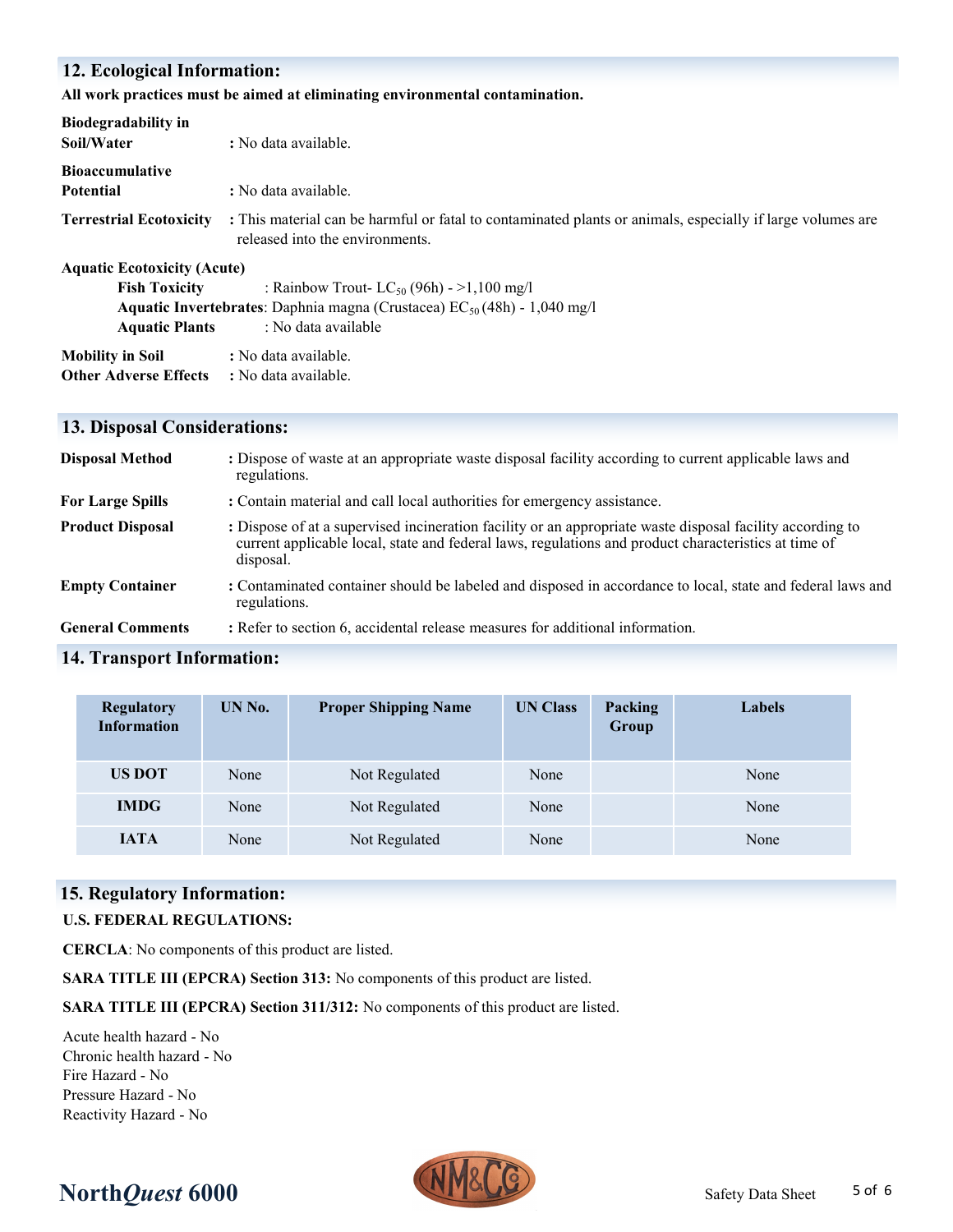## 12. Ecological Information:

**All work practices must be aimed at eliminating environmental contamination.**

**Biodegradability in Soil/Water** : No data available.

**Bioaccumulative Potential** : No data available.

**Terrestrial Ecotoxicity** : This material can be harmful or fatal to contaminated plants or animals, especially if large volumes are released into the environments.

**Aquatic Ecotoxicity (Acute)**

- **Fish Toxicity** : Rainbow Trout- $LC_{50}$ (96h) - >1,100 mg/l
- **Aquatic Invertebrates**: Daphnia magna (Crustacea) $EC_{50}$ (48h) - 1,040 mg/l
- **Aquatic Plants** : No data available

**Mobility in Soil** : No data available.

**Other Adverse Effects** : No data available.

## 13. Disposal Considerations:

**Disposal Method** : Dispose of waste at an appropriate waste disposal facility according to current applicable laws and regulations.

**For Large Spills** : Contain material and call local authorities for emergency assistance.

**Product Disposal** : Dispose of at a supervised incineration facility or an appropriate waste disposal facility according to current applicable local, state and federal laws, regulations and product characteristics at time of disposal.

**Empty Container** : Contaminated container should be labeled and disposed in accordance to local, state and federal laws and regulations.

**General Comments** : Refer to section 6, accidental release measures for additional information.

## 14. Transport Information:

| Regulatory Information | UN No. | Proper Shipping Name | UN Class | Packing Group | Labels |
|---|---|---|---|---|---|
| US DOT | None | Not Regulated | None | | None |
| IMDG | None | Not Regulated | None | | None |
| IATA | None | Not Regulated | None | | None |

## 15. Regulatory Information:

**U.S. FEDERAL REGULATIONS:**

**CERCLA**: No components of this product are listed.

**SARA TITLE III (EPCRA) Section 313:** No components of this product are listed.

**SARA TITLE III (EPCRA) Section 311/312:** No components of this product are listed.

Acute health hazard - No
Chronic health hazard - No
Fire Hazard - No
Pressure Hazard - No
Reactivity Hazard - No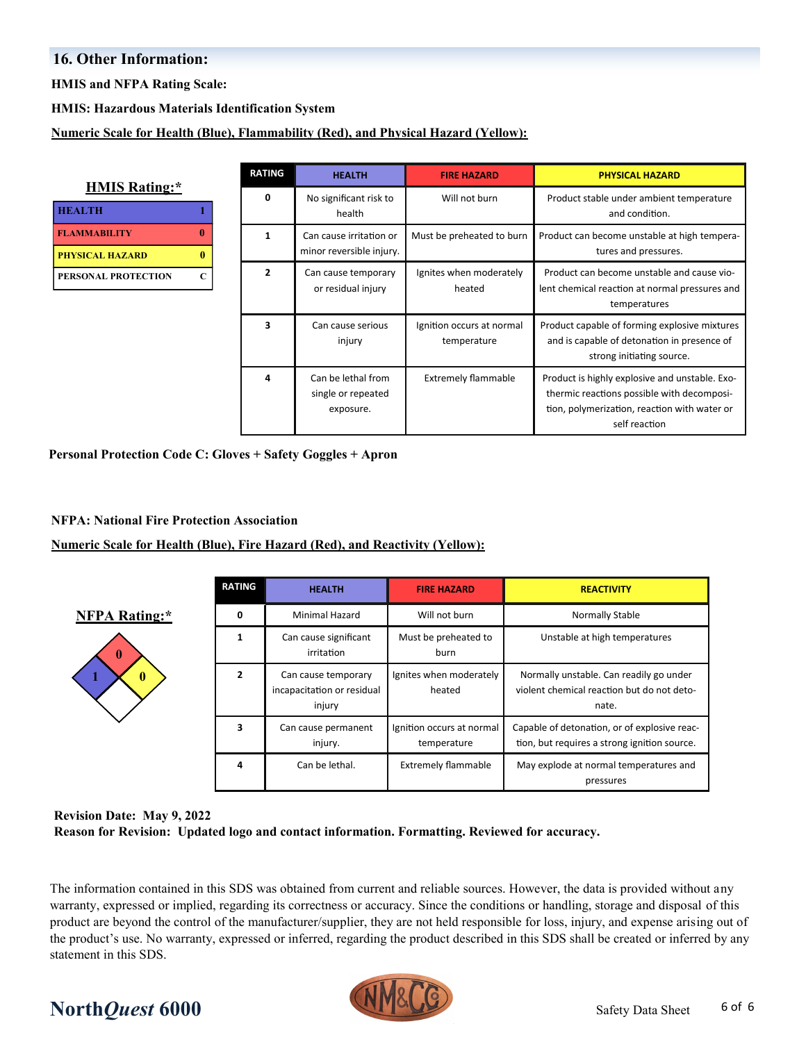## 16. Other Information:

**HMIS and NFPA Rating Scale:**

**HMIS: Hazardous Materials Identification System**

**Numeric Scale for Health (Blue), Flammability (Red), and Physical Hazard (Yellow):**

**HMIS Rating:***

| | |
|---|---|
| HEALTH | 1 |
| FLAMMABILITY | 0 |
| PHYSICAL HAZARD | 0 |
| PERSONAL PROTECTION | C |

| RATING | HEALTH | FIRE HAZARD | PHYSICAL HAZARD |
|---|---|---|---|
| 0 | No significant risk to health | Will not burn | Product stable under ambient temperature and condition. |
| 1 | Can cause irritation or minor reversible injury. | Must be preheated to burn | Product can become unstable at high temperatures and pressures. |
| 2 | Can cause temporary or residual injury | Ignites when moderately heated | Product can become unstable and cause violent chemical reaction at normal pressures and temperatures |
| 3 | Can cause serious injury | Ignition occurs at normal temperature | Product capable of forming explosive mixtures and is capable of detonation in presence of strong initiating source. |
| 4 | Can be lethal from single or repeated exposure. | Extremely flammable | Product is highly explosive and unstable. Exothermic reactions possible with decomposition, polymerization, reaction with water or self reaction |

**Personal Protection Code C: Gloves + Safety Goggles + Apron**

**NFPA: National Fire Protection Association**

**Numeric Scale for Health (Blue), Fire Hazard (Red), and Reactivity (Yellow):**

**NFPA Rating:***

Health: 1
Fire Hazard: 0
Reactivity: 0

| RATING | HEALTH | FIRE HAZARD | REACTIVITY |
|---|---|---|---|
| 0 | Minimal Hazard | Will not burn | Normally Stable |
| 1 | Can cause significant irritation | Must be preheated to burn | Unstable at high temperatures |
| 2 | Can cause temporary incapacitation or residual injury | Ignites when moderately heated | Normally unstable. Can readily go under violent chemical reaction but do not detonate. |
| 3 | Can cause permanent injury. | Ignition occurs at normal temperature | Capable of detonation, or of explosive reaction, but requires a strong ignition source. |
| 4 | Can be lethal. | Extremely flammable | May explode at normal temperatures and pressures |

**Revision Date: May 9, 2022**
**Reason for Revision: Updated logo and contact information. Formatting. Reviewed for accuracy.**

The information contained in this SDS was obtained from current and reliable sources. However, the data is provided without any warranty, expressed or implied, regarding its correctness or accuracy. Since the conditions or handling, storage and disposal of this product are beyond the control of the manufacturer/supplier, they are not held responsible for loss, injury, and expense arising out of the product's use. No warranty, expressed or inferred, regarding the product described in this SDS shall be created or inferred by any statement in this SDS.